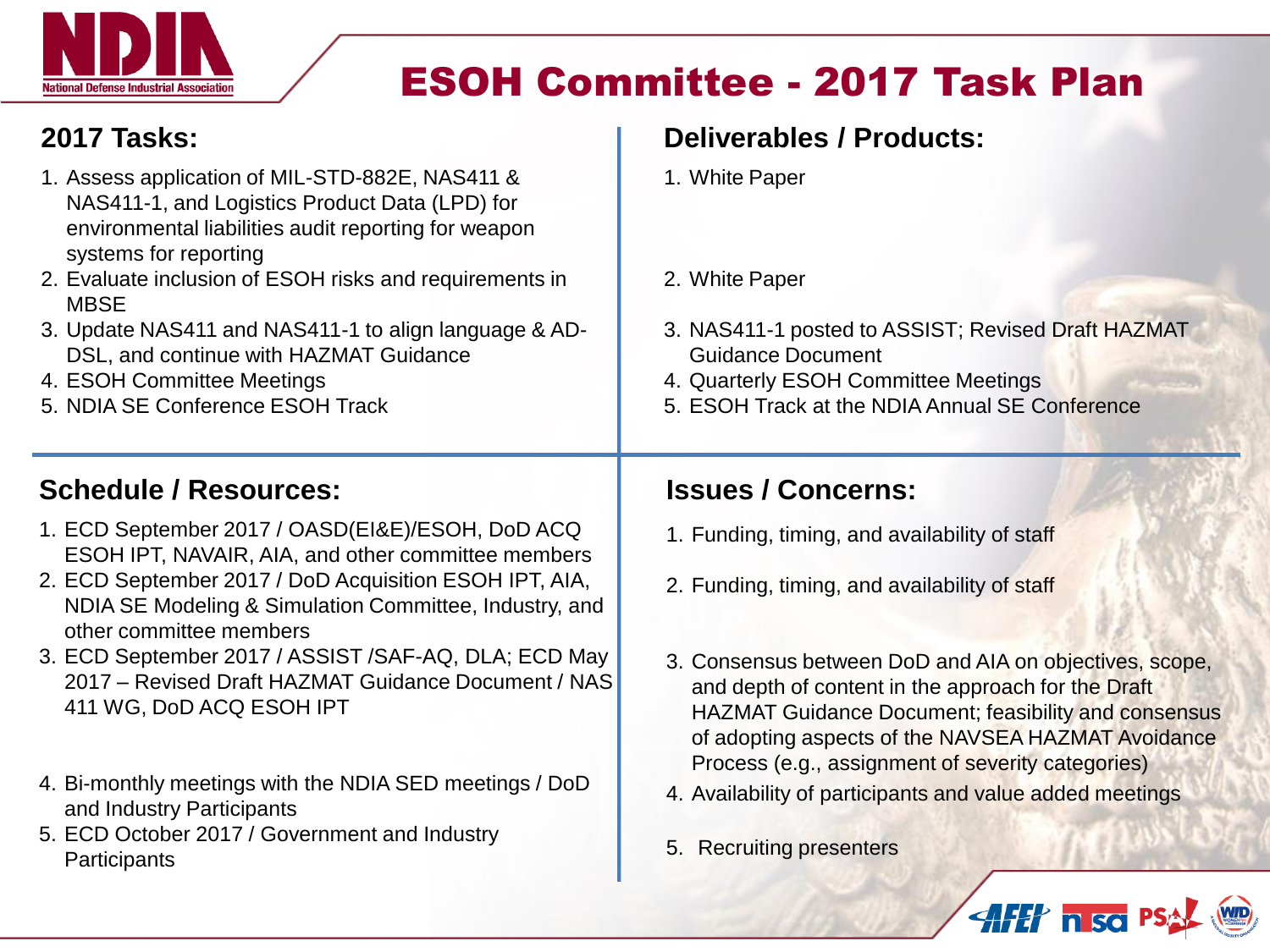# ESOH Committee - 2017 Task Plan

## 2017 Tasks:

1. Assess application of MIL-STD-882E, NAS411 & NAS411-1, and Logistics Product Data (LPD) for environmental liabilities audit reporting for weapon systems for reporting
2. Evaluate inclusion of ESOH risks and requirements in MBSE
3. Update NAS411 and NAS411-1 to align language & AD-DSL, and continue with HAZMAT Guidance
4. ESOH Committee Meetings
5. NDIA SE Conference ESOH Track

## Deliverables / Products:

1. White Paper
2. White Paper
3. NAS411-1 posted to ASSIST; Revised Draft HAZMAT Guidance Document
4. Quarterly ESOH Committee Meetings
5. ESOH Track at the NDIA Annual SE Conference

## Schedule / Resources:

1. ECD September 2017 / OASD(EI&E)/ESOH, DoD ACQ ESOH IPT, NAVAIR, AIA, and other committee members
2. ECD September 2017 / DoD Acquisition ESOH IPT, AIA, NDIA SE Modeling & Simulation Committee, Industry, and other committee members
3. ECD September 2017 / ASSIST /SAF-AQ, DLA; ECD May 2017 – Revised Draft HAZMAT Guidance Document / NAS 411 WG, DoD ACQ ESOH IPT
4. Bi-monthly meetings with the NDIA SED meetings / DoD and Industry Participants
5. ECD October 2017 / Government and Industry Participants

## Issues / Concerns:

1. Funding, timing, and availability of staff
2. Funding, timing, and availability of staff
3. Consensus between DoD and AIA on objectives, scope, and depth of content in the approach for the Draft HAZMAT Guidance Document; feasibility and consensus of adopting aspects of the NAVSEA HAZMAT Avoidance Process (e.g., assignment of severity categories)
4. Availability of participants and value added meetings
5. Recruiting presenters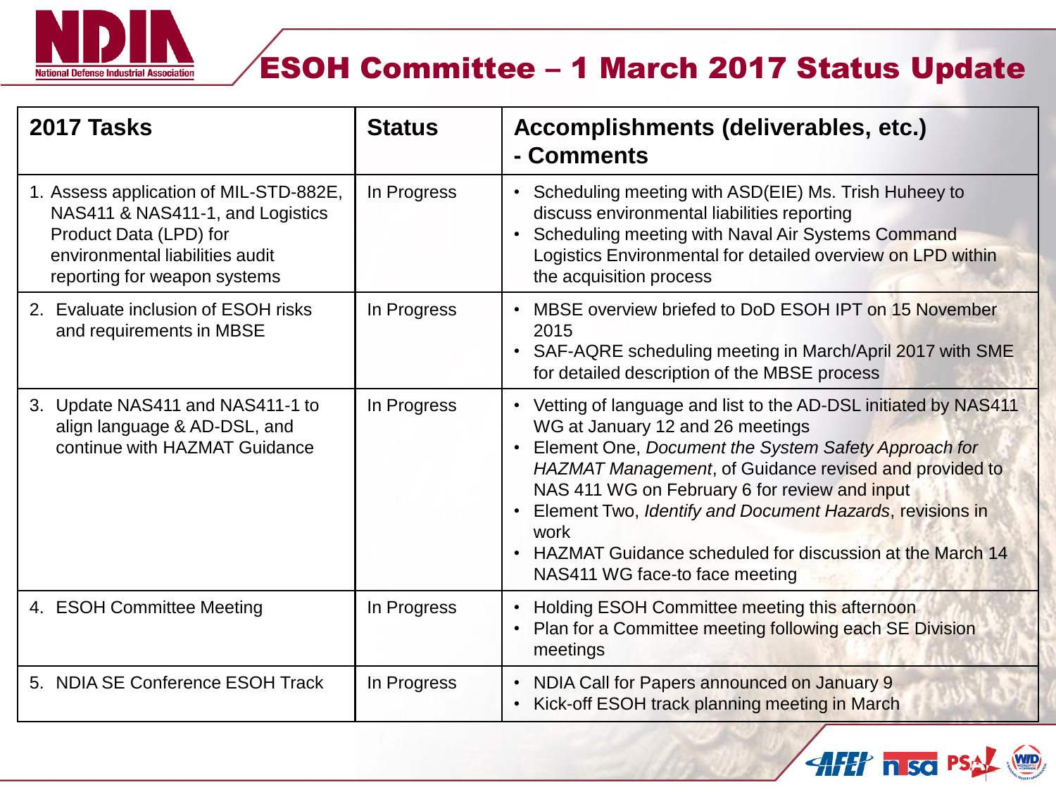# ESOH Committee – 1 March 2017 Status Update

| 2017 Tasks | Status | Accomplishments (deliverables, etc.) - Comments |
|---|---|---|
| 1. Assess application of MIL-STD-882E, NAS411 & NAS411-1, and Logistics Product Data (LPD) for environmental liabilities audit reporting for weapon systems | In Progress | • Scheduling meeting with ASD(EIE) Ms. Trish Huheey to discuss environmental liabilities reporting<br>• Scheduling meeting with Naval Air Systems Command Logistics Environmental for detailed overview on LPD within the acquisition process |
| 2. Evaluate inclusion of ESOH risks and requirements in MBSE | In Progress | • MBSE overview briefed to DoD ESOH IPT on 15 November 2015<br>• SAF-AQRE scheduling meeting in March/April 2017 with SME for detailed description of the MBSE process |
| 3. Update NAS411 and NAS411-1 to align language & AD-DSL, and continue with HAZMAT Guidance | In Progress | • Vetting of language and list to the AD-DSL initiated by NAS411 WG at January 12 and 26 meetings<br>• Element One, *Document the System Safety Approach for HAZMAT Management*, of Guidance revised and provided to NAS 411 WG on February 6 for review and input<br>• Element Two, *Identify and Document Hazards*, revisions in work<br>• HAZMAT Guidance scheduled for discussion at the March 14 NAS411 WG face-to face meeting |
| 4. ESOH Committee Meeting | In Progress | • Holding ESOH Committee meeting this afternoon<br>• Plan for a Committee meeting following each SE Division meetings |
| 5. NDIA SE Conference ESOH Track | In Progress | • NDIA Call for Papers announced on January 9<br>• Kick-off ESOH track planning meeting in March |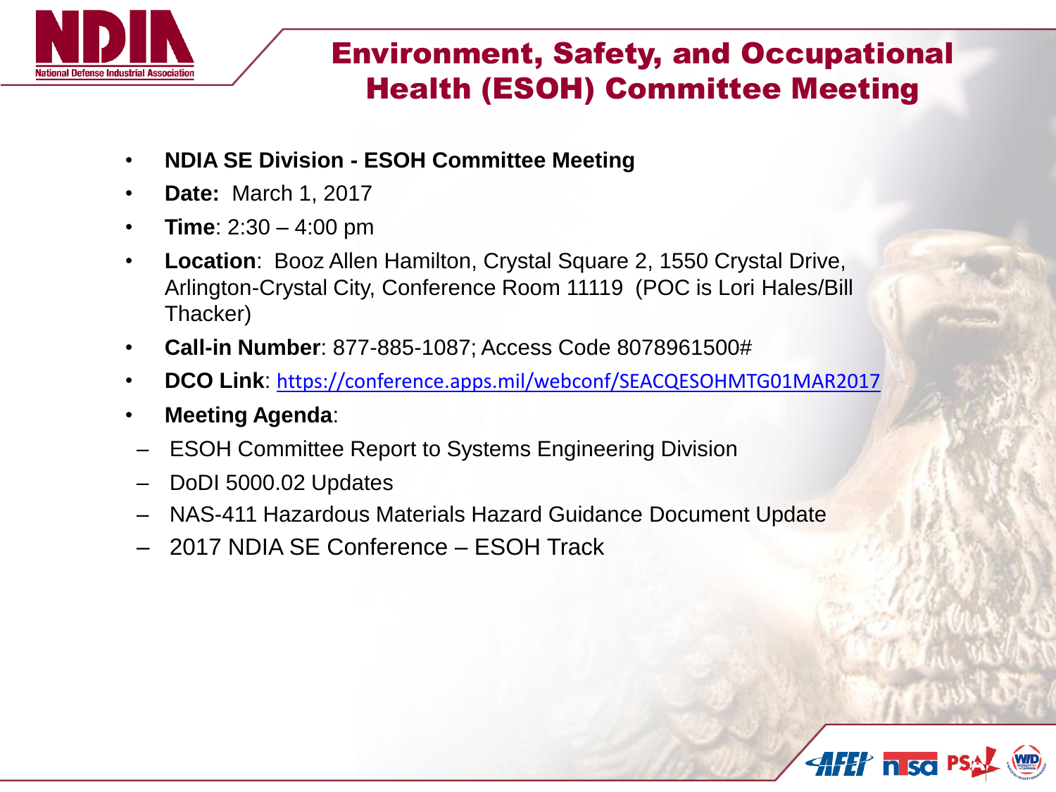# Environment, Safety, and Occupational Health (ESOH) Committee Meeting

- **NDIA SE Division - ESOH Committee Meeting**
- **Date:** March 1, 2017
- **Time**: 2:30 – 4:00 pm
- **Location**: Booz Allen Hamilton, Crystal Square 2, 1550 Crystal Drive, Arlington-Crystal City, Conference Room 11119 (POC is Lori Hales/Bill Thacker)
- **Call-in Number**: 877-885-1087; Access Code 8078961500#
- **DCO Link**: https://conference.apps.mil/webconf/SEACQESOHMTG01MAR2017
- **Meeting Agenda**:
  - ESOH Committee Report to Systems Engineering Division
  - DoDI 5000.02 Updates
  - NAS-411 Hazardous Materials Hazard Guidance Document Update
  - 2017 NDIA SE Conference – ESOH Track